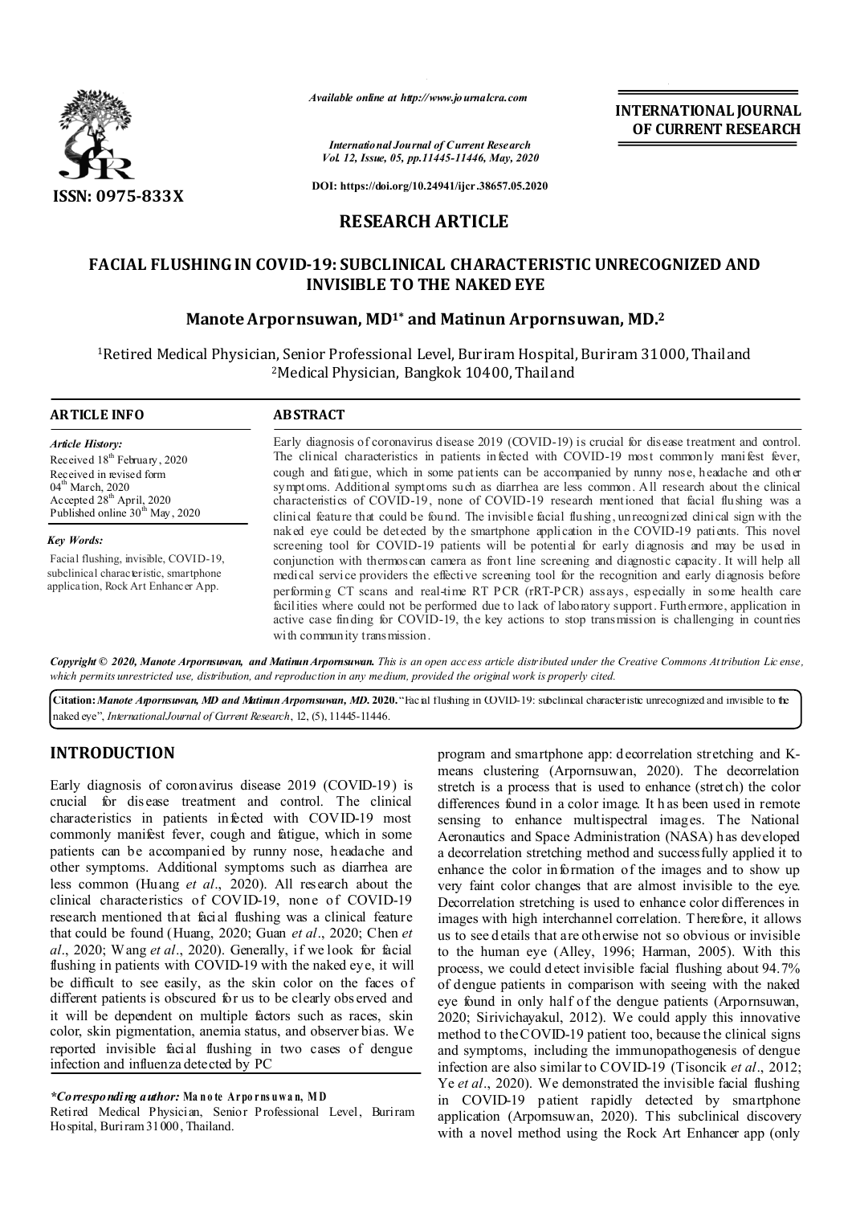**INTERNATIONAL JOURNAL OF CURRENT RESEARCH**

ISSN: 0975-833X

*Available online at http://www.journalcra.com*

*International Journal of Current Research*
*Vol. 12, Issue, 05, pp.11445-11446, May, 2020*

**DOI: https://doi.org/10.24941/ijcr.38657.05.2020**

## RESEARCH ARTICLE

# FACIAL FLUSHING IN COVID-19: SUBCLINICAL CHARACTERISTIC UNRECOGNIZED AND INVISIBLE TO THE NAKED EYE

**Manote Arpornsuwan, MD[1*] and Matinun Arpornsuwan, MD.[2]**

[1]Retired Medical Physician, Senior Professional Level, Buriram Hospital, Buriram 31000, Thailand
[2]Medical Physician, Bangkok 10400, Thailand

### ARTICLE INFO

*Article History:*
Received 18th February, 2020
Received in revised form 04th March, 2020
Accepted 28th April, 2020
Published online 30th May, 2020

*Key Words:*
Facial flushing, invisible, COVID-19, subclinical characteristic, smartphone application, Rock Art Enhancer App.

### ABSTRACT

Early diagnosis of coronavirus disease 2019 (COVID-19) is crucial for disease treatment and control. The clinical characteristics in patients infected with COVID-19 most commonly manifest fever, cough and fatigue, which in some patients can be accompanied by runny nose, headache and other symptoms. Additional symptoms such as diarrhea are less common. All research about the clinical characteristics of COVID-19, none of COVID-19 research mentioned that facial flushing was a clinical feature that could be found. The invisible facial flushing, unrecognized clinical sign with the naked eye could be detected by the smartphone application in the COVID-19 patients. This novel screening tool for COVID-19 patients will be potential for early diagnosis and may be used in conjunction with thermoscan camera as front line screening and diagnostic capacity. It will help all medical service providers the effective screening tool for the recognition and early diagnosis before performing CT scans and real-time RT PCR (rRT-PCR) assays, especially in some health care facilities where could not be performed due to lack of laboratory support. Furthermore, application in active case finding for COVID-19, the key actions to stop transmission is challenging in countries with community transmission.

***Copyright © 2020, Manote Arpornsuwan, and Matinun Arpornsuwan.*** *This is an open access article distributed under the Creative Commons Attribution License, which permits unrestricted use, distribution, and reproduction in any medium, provided the original work is properly cited.*

**Citation:** ***Manote Arpornsuwan, MD and Matinun Arpornsuwan, MD.* 2020.** "Facial flushing in COVID-19: subclinical characteristic unrecognized and invisible to the naked eye", *International Journal of Current Research*, 12, (5), 11445-11446.

## INTRODUCTION

Early diagnosis of coronavirus disease 2019 (COVID-19) is crucial for disease treatment and control. The clinical characteristics in patients infected with COVID-19 most commonly manifest fever, cough and fatigue, which in some patients can be accompanied by runny nose, headache and other symptoms. Additional symptoms such as diarrhea are less common (Huang *et al*., 2020). All research about the clinical characteristics of COVID-19, none of COVID-19 research mentioned that facial flushing was a clinical feature that could be found (Huang, 2020; Guan *et al*., 2020; Chen *et al*., 2020; Wang *et al*., 2020). Generally, if we look for facial flushing in patients with COVID-19 with the naked eye, it will be difficult to see easily, as the skin color on the faces of different patients is obscured for us to be clearly observed and it will be dependent on multiple factors such as races, skin color, skin pigmentation, anemia status, and observer bias. We reported invisible facial flushing in two cases of dengue infection and influenza detected by PC program and smartphone app: decorrelation stretching and K-means clustering (Arpornsuwan, 2020). The decorrelation stretch is a process that is used to enhance (stretch) the color differences found in a color image. It has been used in remote sensing to enhance multispectral images. The National Aeronautics and Space Administration (NASA) has developed a decorrelation stretching method and successfully applied it to enhance the color information of the images and to show up very faint color changes that are almost invisible to the eye. Decorrelation stretching is used to enhance color differences in images with high interchannel correlation. Therefore, it allows us to see details that are otherwise not so obvious or invisible to the human eye (Alley, 1996; Harman, 2005). With this process, we could detect invisible facial flushing about 94.7% of dengue patients in comparison with seeing with the naked eye found in only half of the dengue patients (Arpornsuwan, 2020; Sirivichayakul, 2012). We could apply this innovative method to the COVID-19 patient too, because the clinical signs and symptoms, including the immunopathogenesis of dengue infection are also similar to COVID-19 (Tisoncik *et al*., 2012; Ye *et al*., 2020). We demonstrated the invisible facial flushing in COVID-19 patient rapidly detected by smartphone application (Arpornsuwan, 2020). This subclinical discovery with a novel method using the Rock Art Enhancer app (only

*\*Corresponding author:* **Manote Arpornsuwan, MD**
Retired Medical Physician, Senior Professional Level, Buriram Hospital, Buriram 31000, Thailand.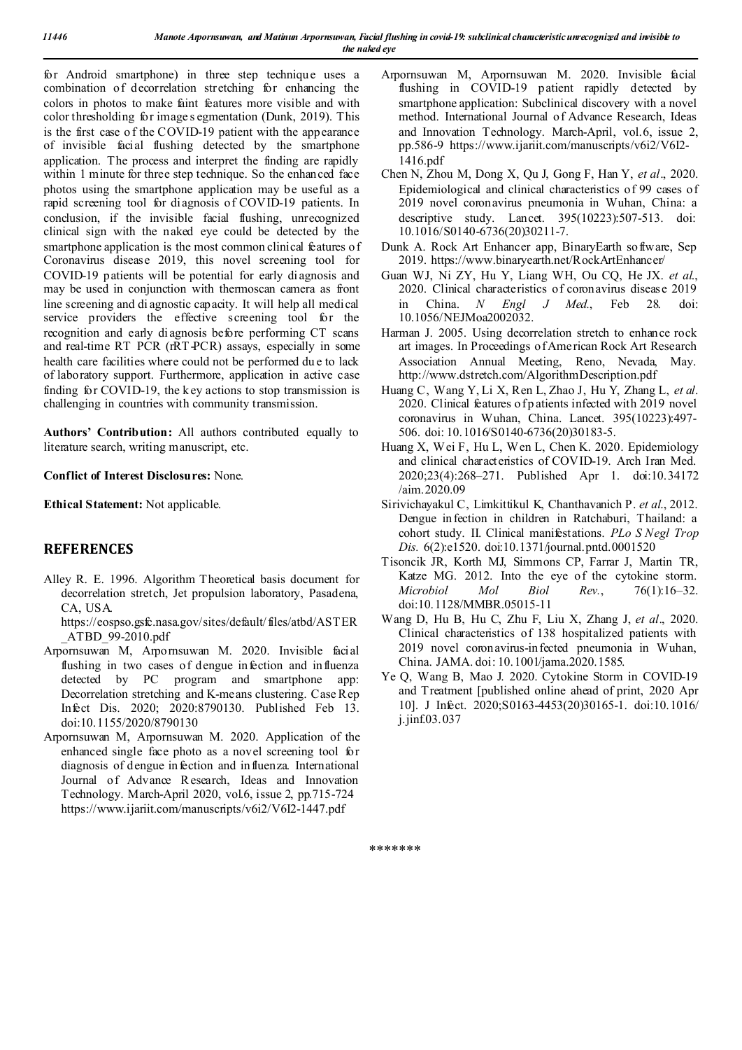for Android smartphone) in three step technique uses a combination of decorrelation stretching for enhancing the colors in photos to make faint features more visible and with color thresholding for images egmentation (Dunk, 2019). This is the first case of the COVID-19 patient with the appearance of invisible facial flushing detected by the smartphone application. The process and interpret the finding are rapidly within 1 minute for three step technique. So the enhanced face photos using the smartphone application may be useful as a rapid screening tool for diagnosis of COVID-19 patients. In conclusion, if the invisible facial flushing, unrecognized clinical sign with the naked eye could be detected by the smartphone application is the most common clinical features of Coronavirus disease 2019, this novel screening tool for COVID-19 patients will be potential for early diagnosis and may be used in conjunction with thermoscan camera as front line screening and diagnostic capacity. It will help all medical service providers the effective screening tool for the recognition and early diagnosis before performing CT scans and real-time RT PCR (rRT-PCR) assays, especially in some health care facilities where could not be performed due to lack of laboratory support. Furthermore, application in active case finding for COVID-19, the key actions to stop transmission is challenging in countries with community transmission.

**Authors' Contribution:** All authors contributed equally to literature search, writing manuscript, etc.

**Conflict of Interest Disclosures:** None.

**Ethical Statement:** Not applicable.

## REFERENCES

Alley R. E. 1996. Algorithm Theoretical basis document for decorrelation stretch, Jet propulsion laboratory, Pasadena, CA, USA. https://eospso.gsfc.nasa.gov/sites/default/files/atbd/ASTER_ATBD_99-2010.pdf

Arpornsuwan M, Arpornsuwan M. 2020. Invisible facial flushing in two cases of dengue infection and influenza detected by PC program and smartphone app: Decorrelation stretching and K-means clustering. Case Rep Infect Dis. 2020; 2020:8790130. Published Feb 13. doi:10.1155/2020/8790130

Arpornsuwan M, Arpornsuwan M. 2020. Application of the enhanced single face photo as a novel screening tool for diagnosis of dengue infection and influenza. International Journal of Advance Research, Ideas and Innovation Technology. March-April 2020, vol.6, issue 2, pp.715-724 https://www.ijariit.com/manuscripts/v6i2/V6I2-1447.pdf

Arpornsuwan M, Arpornsuwan M. 2020. Invisible facial flushing in COVID-19 patient rapidly detected by smartphone application: Subclinical discovery with a novel method. International Journal of Advance Research, Ideas and Innovation Technology. March-April, vol.6, issue 2, pp.586-9 https://www.ijariit.com/manuscripts/v6i2/V6I2-1416.pdf

Chen N, Zhou M, Dong X, Qu J, Gong F, Han Y, *et al*., 2020. Epidemiological and clinical characteristics of 99 cases of 2019 novel coronavirus pneumonia in Wuhan, China: a descriptive study. Lancet. 395(10223):507-513. doi: 10.1016/S0140-6736(20)30211-7.

Dunk A. Rock Art Enhancer app, BinaryEarth software, Sep 2019. https://www.binaryearth.net/RockArtEnhancer/

Guan WJ, Ni ZY, Hu Y, Liang WH, Ou CQ, He JX. *et al*., 2020. Clinical characteristics of coronavirus disease 2019 in China. *N Engl J Med*., Feb 28. doi: 10.1056/NEJMoa2002032.

Harman J. 2005. Using decorrelation stretch to enhance rock art images. In Proceedings of American Rock Art Research Association Annual Meeting, Reno, Nevada, May. http://www.dstretch.com/AlgorithmDescription.pdf

Huang C, Wang Y, Li X, Ren L, Zhao J, Hu Y, Zhang L, *et al*. 2020. Clinical features of patients infected with 2019 novel coronavirus in Wuhan, China. Lancet. 395(10223):497-506. doi: 10.1016/S0140-6736(20)30183-5.

Huang X, Wei F, Hu L, Wen L, Chen K. 2020. Epidemiology and clinical characteristics of COVID-19. Arch Iran Med. 2020;23(4):268–271. Published Apr 1. doi:10.34172/aim.2020.09

Sirivichayakul C, Limkittikul K, Chanthavanich P. *et al*., 2012. Dengue infection in children in Ratchaburi, Thailand: a cohort study. II. Clinical manifestations. *PLoS Negl Trop Dis.* 6(2):e1520. doi:10.1371/journal.pntd.0001520

Tisoncik JR, Korth MJ, Simmons CP, Farrar J, Martin TR, Katze MG. 2012. Into the eye of the cytokine storm. *Microbiol Mol Biol Rev.*, 76(1):16–32. doi:10.1128/MMBR.05015-11

Wang D, Hu B, Hu C, Zhu F, Liu X, Zhang J, *et al*., 2020. Clinical characteristics of 138 hospitalized patients with 2019 novel coronavirus-infected pneumonia in Wuhan, China. JAMA. doi: 10.1001/jama.2020.1585.

Ye Q, Wang B, Mao J. 2020. Cytokine Storm in COVID-19 and Treatment [published online ahead of print, 2020 Apr 10]. J Infect. 2020;S0163-4453(20)30165-1. doi:10.1016/j.jinf.03.037

*******